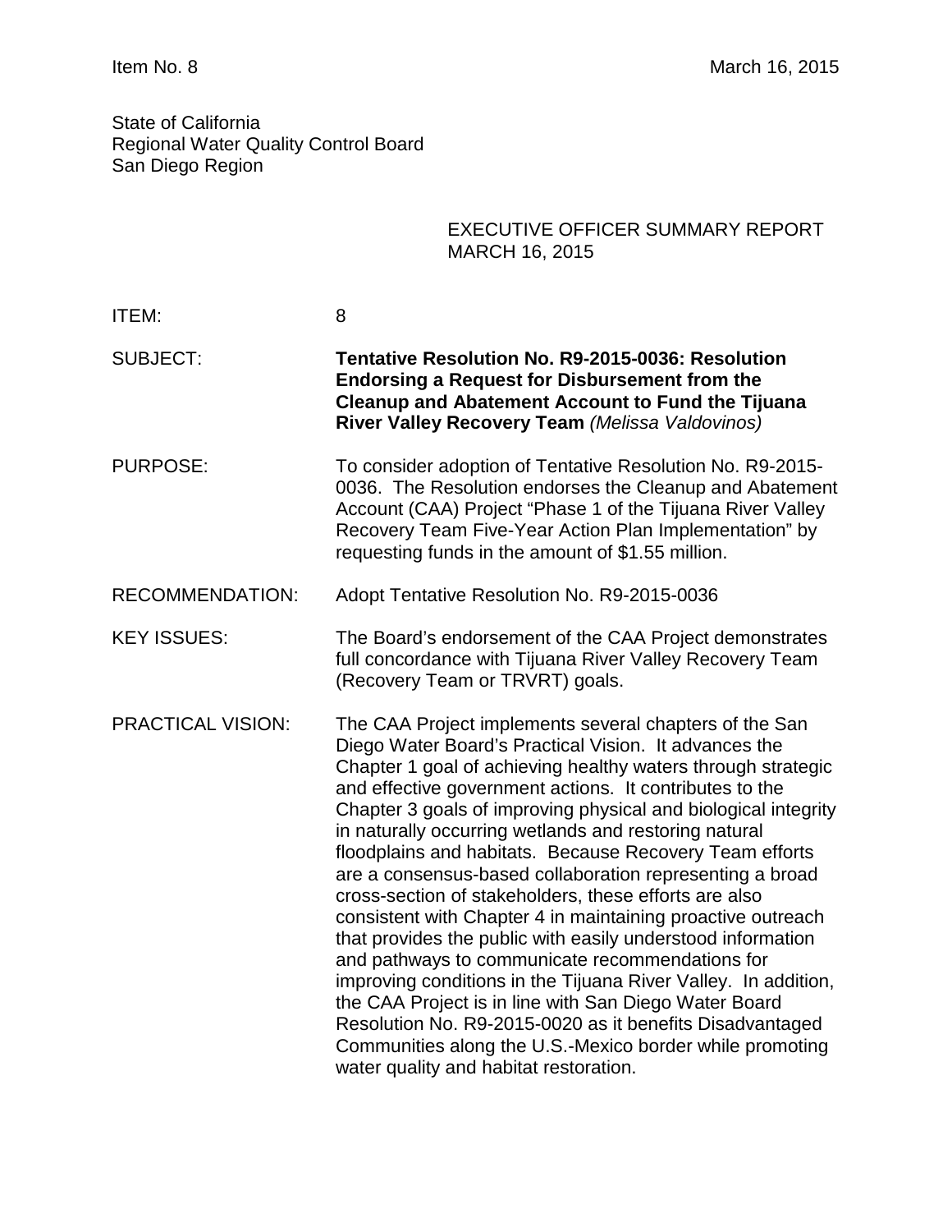State of California
Regional Water Quality Control Board
San Diego Region

EXECUTIVE OFFICER SUMMARY REPORT
MARCH 16, 2015

| | |
|---|---|
| ITEM: | 8 |
| SUBJECT: | **Tentative Resolution No. R9-2015-0036: Resolution Endorsing a Request for Disbursement from the Cleanup and Abatement Account to Fund the Tijuana River Valley Recovery Team** *(Melissa Valdovinos)* |
| PURPOSE: | To consider adoption of Tentative Resolution No. R9-2015-0036. The Resolution endorses the Cleanup and Abatement Account (CAA) Project "Phase 1 of the Tijuana River Valley Recovery Team Five-Year Action Plan Implementation" by requesting funds in the amount of $1.55 million. |
| RECOMMENDATION: | Adopt Tentative Resolution No. R9-2015-0036 |
| KEY ISSUES: | The Board's endorsement of the CAA Project demonstrates full concordance with Tijuana River Valley Recovery Team (Recovery Team or TRVRT) goals. |
| PRACTICAL VISION: | The CAA Project implements several chapters of the San Diego Water Board's Practical Vision. It advances the Chapter 1 goal of achieving healthy waters through strategic and effective government actions. It contributes to the Chapter 3 goals of improving physical and biological integrity in naturally occurring wetlands and restoring natural floodplains and habitats. Because Recovery Team efforts are a consensus-based collaboration representing a broad cross-section of stakeholders, these efforts are also consistent with Chapter 4 in maintaining proactive outreach that provides the public with easily understood information and pathways to communicate recommendations for improving conditions in the Tijuana River Valley. In addition, the CAA Project is in line with San Diego Water Board Resolution No. R9-2015-0020 as it benefits Disadvantaged Communities along the U.S.-Mexico border while promoting water quality and habitat restoration. |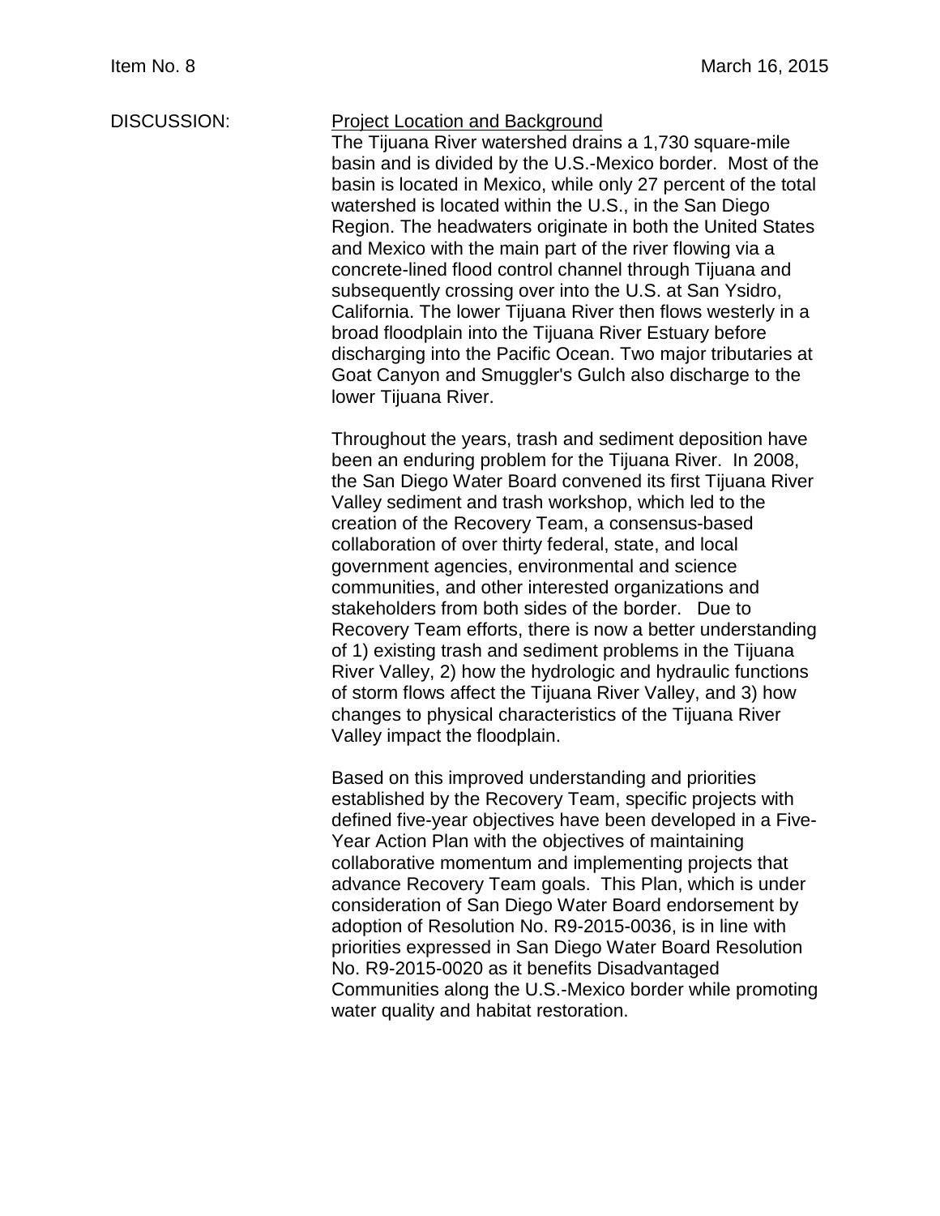DISCUSSION:

<u>Project Location and Background</u>

The Tijuana River watershed drains a 1,730 square-mile basin and is divided by the U.S.-Mexico border. Most of the basin is located in Mexico, while only 27 percent of the total watershed is located within the U.S., in the San Diego Region. The headwaters originate in both the United States and Mexico with the main part of the river flowing via a concrete-lined flood control channel through Tijuana and subsequently crossing over into the U.S. at San Ysidro, California. The lower Tijuana River then flows westerly in a broad floodplain into the Tijuana River Estuary before discharging into the Pacific Ocean. Two major tributaries at Goat Canyon and Smuggler's Gulch also discharge to the lower Tijuana River.

Throughout the years, trash and sediment deposition have been an enduring problem for the Tijuana River. In 2008, the San Diego Water Board convened its first Tijuana River Valley sediment and trash workshop, which led to the creation of the Recovery Team, a consensus-based collaboration of over thirty federal, state, and local government agencies, environmental and science communities, and other interested organizations and stakeholders from both sides of the border. Due to Recovery Team efforts, there is now a better understanding of 1) existing trash and sediment problems in the Tijuana River Valley, 2) how the hydrologic and hydraulic functions of storm flows affect the Tijuana River Valley, and 3) how changes to physical characteristics of the Tijuana River Valley impact the floodplain.

Based on this improved understanding and priorities established by the Recovery Team, specific projects with defined five-year objectives have been developed in a Five-Year Action Plan with the objectives of maintaining collaborative momentum and implementing projects that advance Recovery Team goals. This Plan, which is under consideration of San Diego Water Board endorsement by adoption of Resolution No. R9-2015-0036, is in line with priorities expressed in San Diego Water Board Resolution No. R9-2015-0020 as it benefits Disadvantaged Communities along the U.S.-Mexico border while promoting water quality and habitat restoration.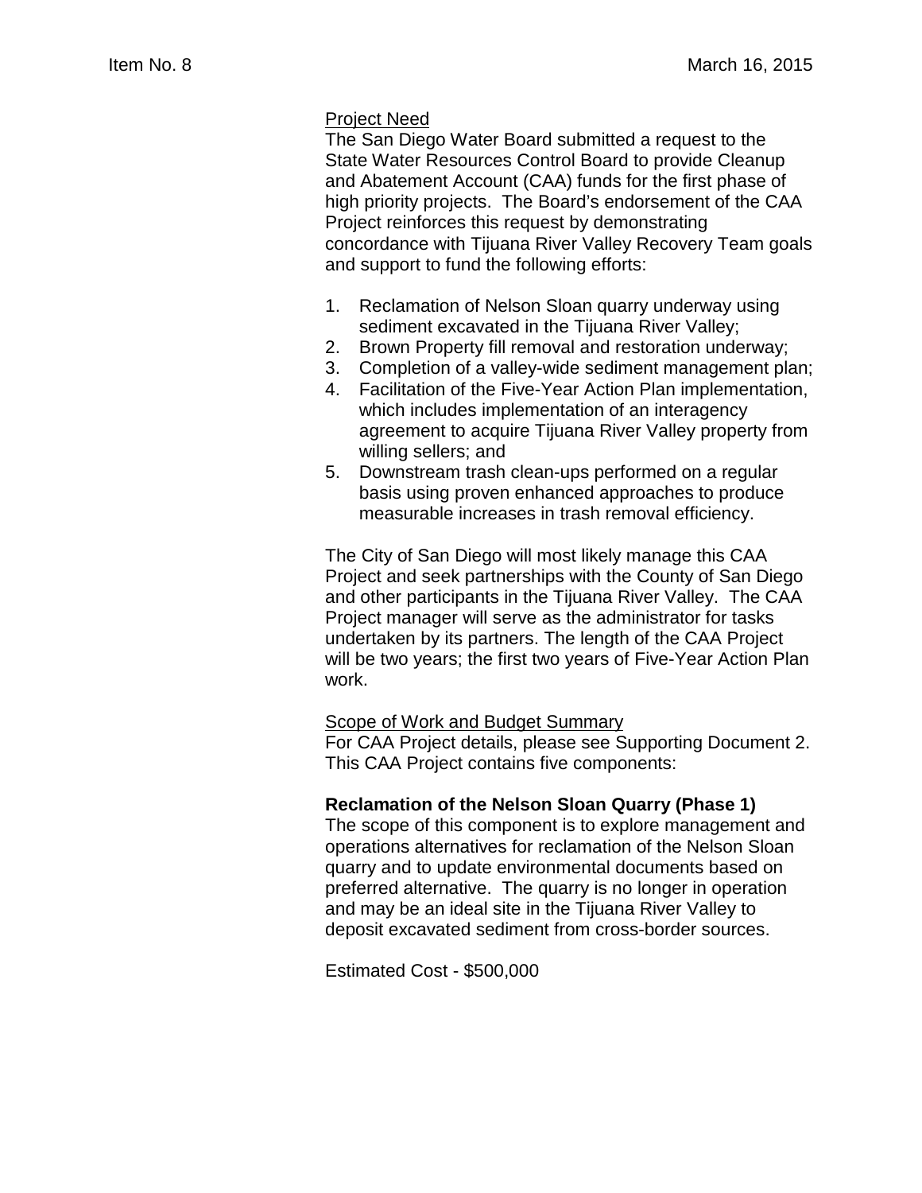Project Need

The San Diego Water Board submitted a request to the State Water Resources Control Board to provide Cleanup and Abatement Account (CAA) funds for the first phase of high priority projects. The Board's endorsement of the CAA Project reinforces this request by demonstrating concordance with Tijuana River Valley Recovery Team goals and support to fund the following efforts:

1. Reclamation of Nelson Sloan quarry underway using sediment excavated in the Tijuana River Valley;
2. Brown Property fill removal and restoration underway;
3. Completion of a valley-wide sediment management plan;
4. Facilitation of the Five-Year Action Plan implementation, which includes implementation of an interagency agreement to acquire Tijuana River Valley property from willing sellers; and
5. Downstream trash clean-ups performed on a regular basis using proven enhanced approaches to produce measurable increases in trash removal efficiency.

The City of San Diego will most likely manage this CAA Project and seek partnerships with the County of San Diego and other participants in the Tijuana River Valley. The CAA Project manager will serve as the administrator for tasks undertaken by its partners. The length of the CAA Project will be two years; the first two years of Five-Year Action Plan work.

Scope of Work and Budget Summary

For CAA Project details, please see Supporting Document 2. This CAA Project contains five components:

**Reclamation of the Nelson Sloan Quarry (Phase 1)**

The scope of this component is to explore management and operations alternatives for reclamation of the Nelson Sloan quarry and to update environmental documents based on preferred alternative. The quarry is no longer in operation and may be an ideal site in the Tijuana River Valley to deposit excavated sediment from cross-border sources.

Estimated Cost - $500,000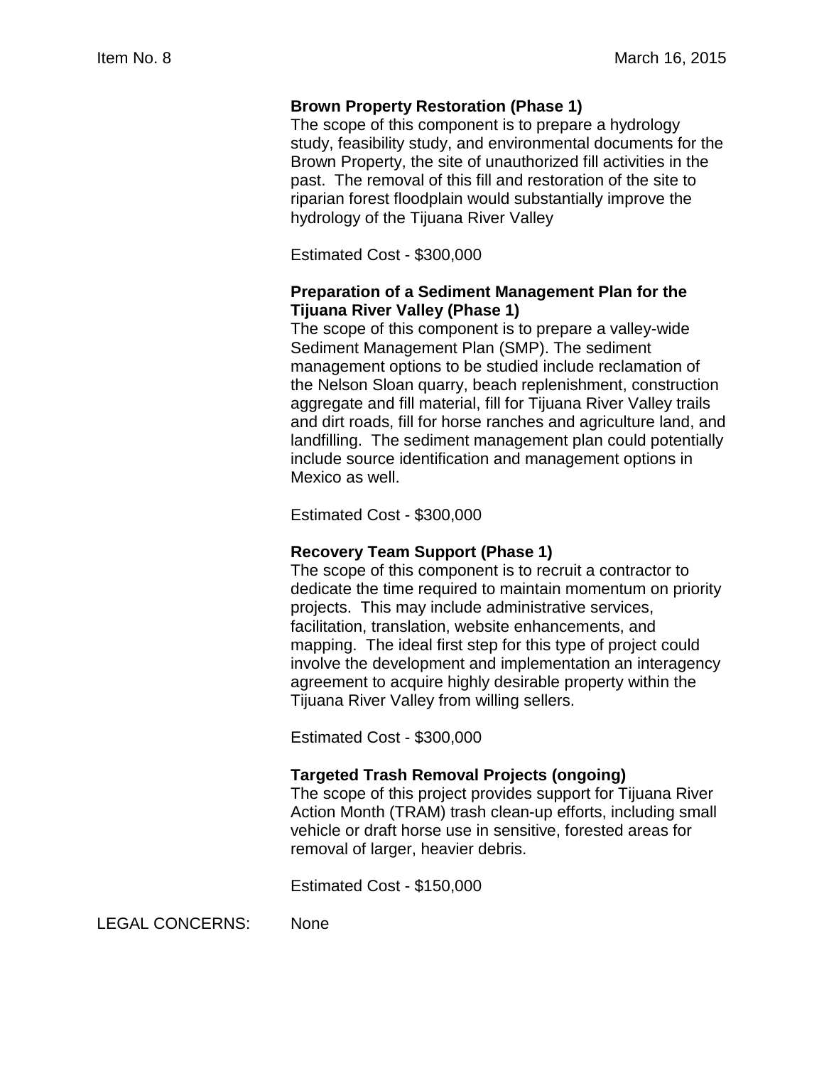**Brown Property Restoration (Phase 1)**
The scope of this component is to prepare a hydrology study, feasibility study, and environmental documents for the Brown Property, the site of unauthorized fill activities in the past. The removal of this fill and restoration of the site to riparian forest floodplain would substantially improve the hydrology of the Tijuana River Valley

Estimated Cost - $300,000

**Preparation of a Sediment Management Plan for the Tijuana River Valley (Phase 1)**
The scope of this component is to prepare a valley-wide Sediment Management Plan (SMP). The sediment management options to be studied include reclamation of the Nelson Sloan quarry, beach replenishment, construction aggregate and fill material, fill for Tijuana River Valley trails and dirt roads, fill for horse ranches and agriculture land, and landfilling. The sediment management plan could potentially include source identification and management options in Mexico as well.

Estimated Cost - $300,000

**Recovery Team Support (Phase 1)**
The scope of this component is to recruit a contractor to dedicate the time required to maintain momentum on priority projects. This may include administrative services, facilitation, translation, website enhancements, and mapping. The ideal first step for this type of project could involve the development and implementation an interagency agreement to acquire highly desirable property within the Tijuana River Valley from willing sellers.

Estimated Cost - $300,000

**Targeted Trash Removal Projects (ongoing)**
The scope of this project provides support for Tijuana River Action Month (TRAM) trash clean-up efforts, including small vehicle or draft horse use in sensitive, forested areas for removal of larger, heavier debris.

Estimated Cost - $150,000

LEGAL CONCERNS: None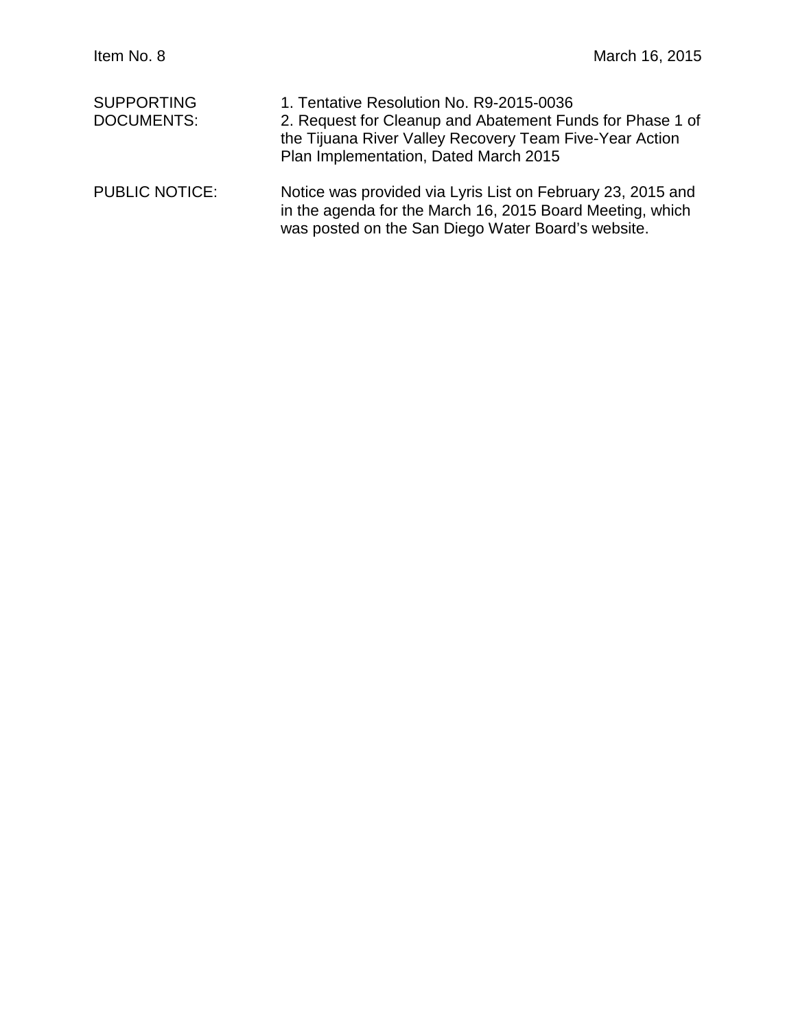SUPPORTING DOCUMENTS:

1. Tentative Resolution No. R9-2015-0036
2. Request for Cleanup and Abatement Funds for Phase 1 of the Tijuana River Valley Recovery Team Five-Year Action Plan Implementation, Dated March 2015

PUBLIC NOTICE:

Notice was provided via Lyris List on February 23, 2015 and in the agenda for the March 16, 2015 Board Meeting, which was posted on the San Diego Water Board's website.